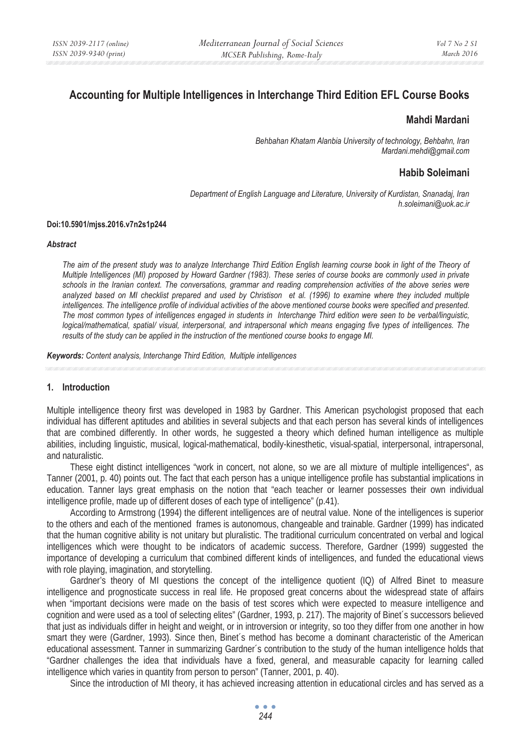# Accounting for Multiple Intelligences in Interchange Third Edition EFL Course Books

## Mahdi Mardani

*Behbahan Khatam Alanbia University of technology, Behbahn, Iran*
*Mardani.mehdi@gmail.com*

## Habib Soleimani

*Department of English Language and Literature, University of Kurdistan, Snanadaj, Iran*
*h.soleimani@uok.ac.ir*

**Doi:10.5901/mjss.2016.v7n2s1p244**

***Abstract***

*The aim of the present study was to analyze Interchange Third Edition English learning course book in light of the Theory of Multiple Intelligences (MI) proposed by Howard Gardner (1983). These series of course books are commonly used in private schools in the Iranian context. The conversations, grammar and reading comprehension activities of the above series were analyzed based on MI checklist prepared and used by Christison et al. (1996) to examine where they included multiple intelligences. The intelligence profile of individual activities of the above mentioned course books were specified and presented. The most common types of intelligences engaged in students in Interchange Third edition were seen to be verbal/linguistic, logical/mathematical, spatial/ visual, interpersonal, and intrapersonal which means engaging five types of intelligences. The results of the study can be applied in the instruction of the mentioned course books to engage MI.*

***Keywords:*** *Content analysis, Interchange Third Edition, Multiple intelligences*

## 1. Introduction

Multiple intelligence theory first was developed in 1983 by Gardner. This American psychologist proposed that each individual has different aptitudes and abilities in several subjects and that each person has several kinds of intelligences that are combined differently. In other words, he suggested a theory which defined human intelligence as multiple abilities, including linguistic, musical, logical-mathematical, bodily-kinesthetic, visual-spatial, interpersonal, intrapersonal, and naturalistic.

These eight distinct intelligences "work in concert, not alone, so we are all mixture of multiple intelligences", as Tanner (2001, p. 40) points out. The fact that each person has a unique intelligence profile has substantial implications in education. Tanner lays great emphasis on the notion that "each teacher or learner possesses their own individual intelligence profile, made up of different doses of each type of intelligence" (p.41).

According to Armstrong (1994) the different intelligences are of neutral value. None of the intelligences is superior to the others and each of the mentioned frames is autonomous, changeable and trainable. Gardner (1999) has indicated that the human cognitive ability is not unitary but pluralistic. The traditional curriculum concentrated on verbal and logical intelligences which were thought to be indicators of academic success. Therefore, Gardner (1999) suggested the importance of developing a curriculum that combined different kinds of intelligences, and funded the educational views with role playing, imagination, and storytelling.

Gardner's theory of MI questions the concept of the intelligence quotient (IQ) of Alfred Binet to measure intelligence and prognosticate success in real life. He proposed great concerns about the widespread state of affairs when "important decisions were made on the basis of test scores which were expected to measure intelligence and cognition and were used as a tool of selecting elites" (Gardner, 1993, p. 217). The majority of Binet´s successors believed that just as individuals differ in height and weight, or in introversion or integrity, so too they differ from one another in how smart they were (Gardner, 1993). Since then, Binet´s method has become a dominant characteristic of the American educational assessment. Tanner in summarizing Gardner´s contribution to the study of the human intelligence holds that "Gardner challenges the idea that individuals have a fixed, general, and measurable capacity for learning called intelligence which varies in quantity from person to person" (Tanner, 2001, p. 40).

Since the introduction of MI theory, it has achieved increasing attention in educational circles and has served as a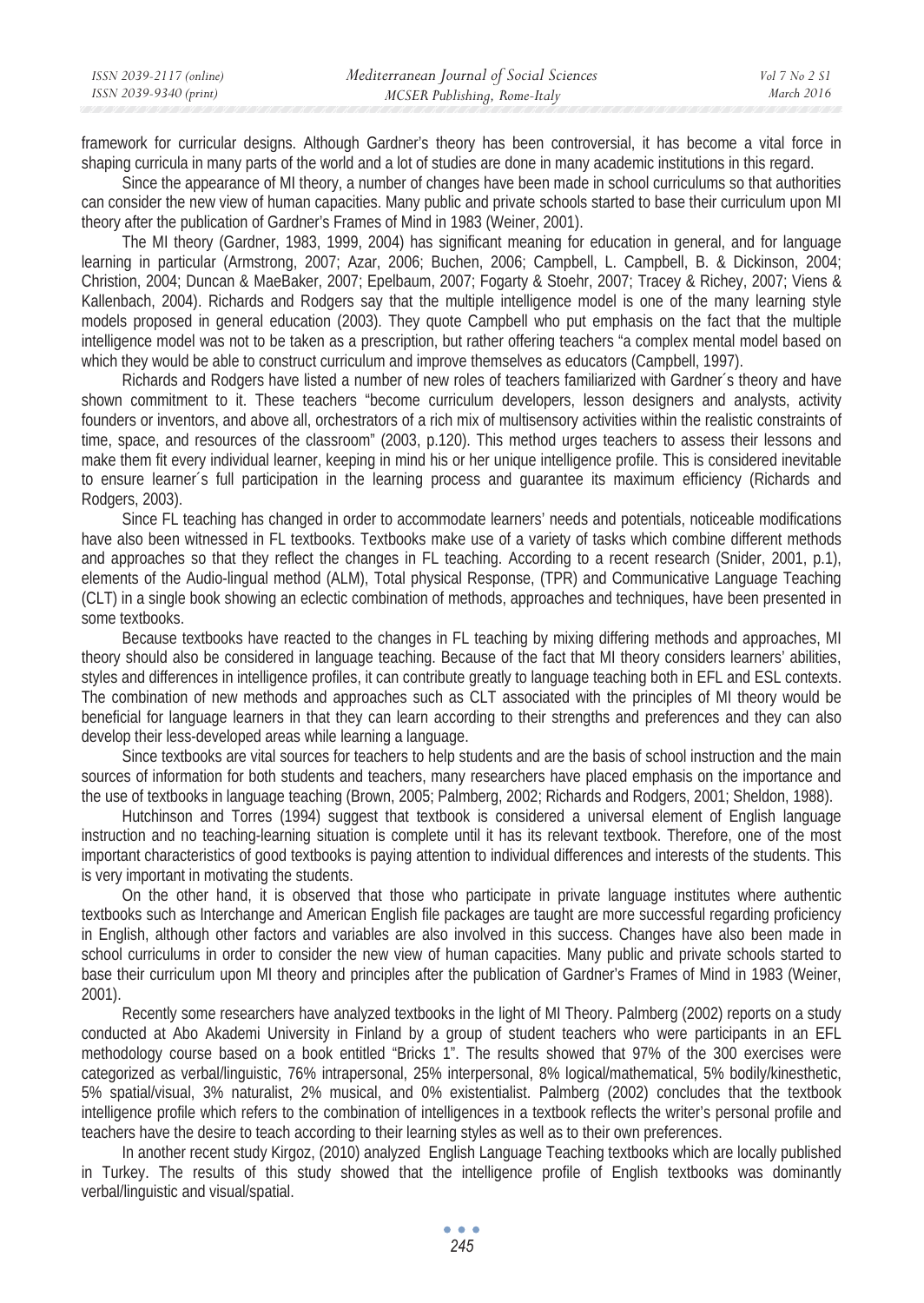framework for curricular designs. Although Gardner's theory has been controversial, it has become a vital force in shaping curricula in many parts of the world and a lot of studies are done in many academic institutions in this regard.

Since the appearance of MI theory, a number of changes have been made in school curriculums so that authorities can consider the new view of human capacities. Many public and private schools started to base their curriculum upon MI theory after the publication of Gardner's Frames of Mind in 1983 (Weiner, 2001).

The MI theory (Gardner, 1983, 1999, 2004) has significant meaning for education in general, and for language learning in particular (Armstrong, 2007; Azar, 2006; Buchen, 2006; Campbell, L. Campbell, B. & Dickinson, 2004; Christion, 2004; Duncan & MaeBaker, 2007; Epelbaum, 2007; Fogarty & Stoehr, 2007; Tracey & Richey, 2007; Viens & Kallenbach, 2004). Richards and Rodgers say that the multiple intelligence model is one of the many learning style models proposed in general education (2003). They quote Campbell who put emphasis on the fact that the multiple intelligence model was not to be taken as a prescription, but rather offering teachers "a complex mental model based on which they would be able to construct curriculum and improve themselves as educators (Campbell, 1997).

Richards and Rodgers have listed a number of new roles of teachers familiarized with Gardner´s theory and have shown commitment to it. These teachers "become curriculum developers, lesson designers and analysts, activity founders or inventors, and above all, orchestrators of a rich mix of multisensory activities within the realistic constraints of time, space, and resources of the classroom" (2003, p.120). This method urges teachers to assess their lessons and make them fit every individual learner, keeping in mind his or her unique intelligence profile. This is considered inevitable to ensure learner´s full participation in the learning process and guarantee its maximum efficiency (Richards and Rodgers, 2003).

Since FL teaching has changed in order to accommodate learners' needs and potentials, noticeable modifications have also been witnessed in FL textbooks. Textbooks make use of a variety of tasks which combine different methods and approaches so that they reflect the changes in FL teaching. According to a recent research (Snider, 2001, p.1), elements of the Audio-lingual method (ALM), Total physical Response, (TPR) and Communicative Language Teaching (CLT) in a single book showing an eclectic combination of methods, approaches and techniques, have been presented in some textbooks.

Because textbooks have reacted to the changes in FL teaching by mixing differing methods and approaches, MI theory should also be considered in language teaching. Because of the fact that MI theory considers learners' abilities, styles and differences in intelligence profiles, it can contribute greatly to language teaching both in EFL and ESL contexts. The combination of new methods and approaches such as CLT associated with the principles of MI theory would be beneficial for language learners in that they can learn according to their strengths and preferences and they can also develop their less-developed areas while learning a language.

Since textbooks are vital sources for teachers to help students and are the basis of school instruction and the main sources of information for both students and teachers, many researchers have placed emphasis on the importance and the use of textbooks in language teaching (Brown, 2005; Palmberg, 2002; Richards and Rodgers, 2001; Sheldon, 1988).

Hutchinson and Torres (1994) suggest that textbook is considered a universal element of English language instruction and no teaching-learning situation is complete until it has its relevant textbook. Therefore, one of the most important characteristics of good textbooks is paying attention to individual differences and interests of the students. This is very important in motivating the students.

On the other hand, it is observed that those who participate in private language institutes where authentic textbooks such as Interchange and American English file packages are taught are more successful regarding proficiency in English, although other factors and variables are also involved in this success. Changes have also been made in school curriculums in order to consider the new view of human capacities. Many public and private schools started to base their curriculum upon MI theory and principles after the publication of Gardner's Frames of Mind in 1983 (Weiner, 2001).

Recently some researchers have analyzed textbooks in the light of MI Theory. Palmberg (2002) reports on a study conducted at Abo Akademi University in Finland by a group of student teachers who were participants in an EFL methodology course based on a book entitled "Bricks 1". The results showed that 97% of the 300 exercises were categorized as verbal/linguistic, 76% intrapersonal, 25% interpersonal, 8% logical/mathematical, 5% bodily/kinesthetic, 5% spatial/visual, 3% naturalist, 2% musical, and 0% existentialist. Palmberg (2002) concludes that the textbook intelligence profile which refers to the combination of intelligences in a textbook reflects the writer's personal profile and teachers have the desire to teach according to their learning styles as well as to their own preferences.

In another recent study Kirgoz, (2010) analyzed English Language Teaching textbooks which are locally published in Turkey. The results of this study showed that the intelligence profile of English textbooks was dominantly verbal/linguistic and visual/spatial.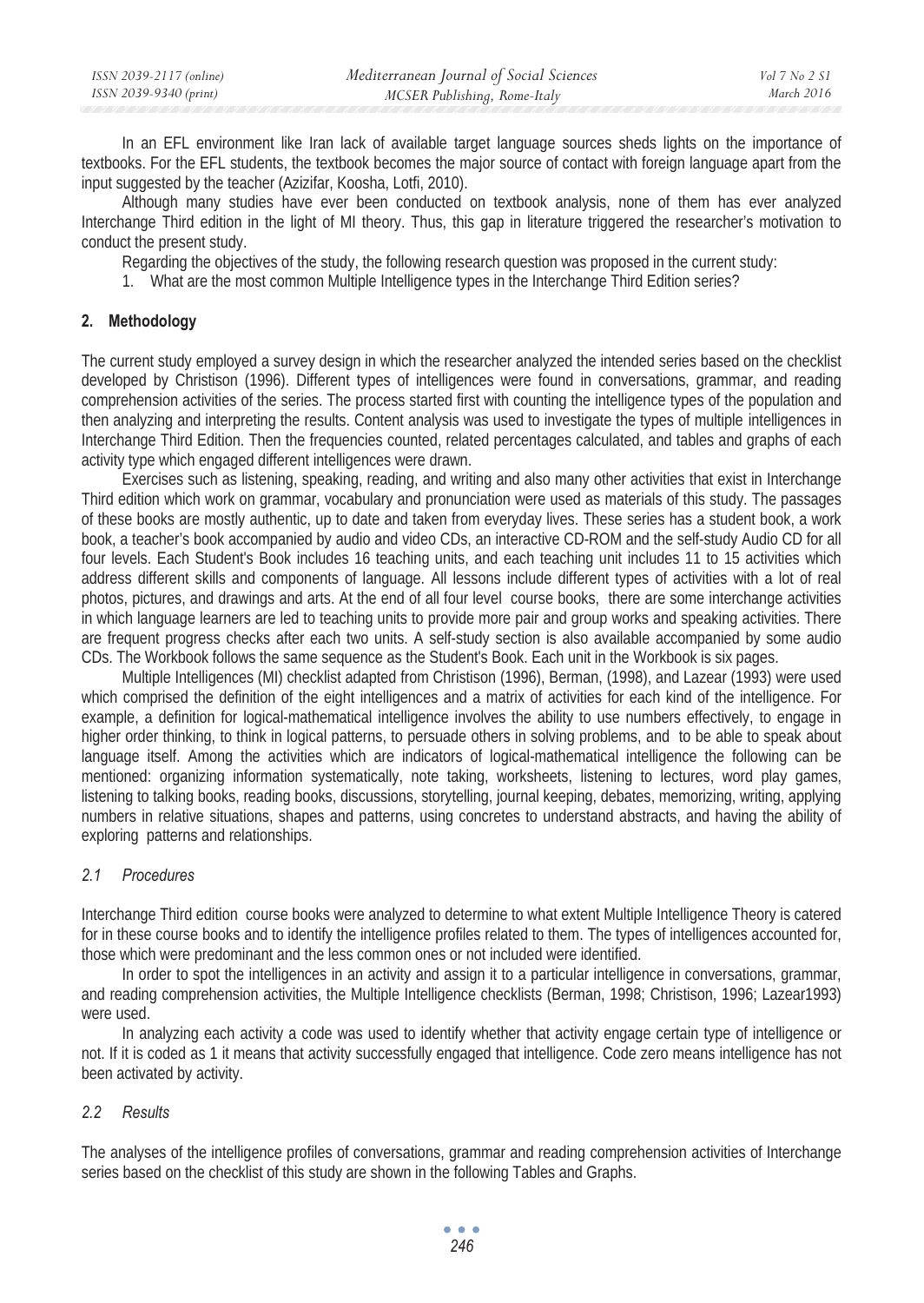In an EFL environment like Iran lack of available target language sources sheds lights on the importance of textbooks. For the EFL students, the textbook becomes the major source of contact with foreign language apart from the input suggested by the teacher (Azizifar, Koosha, Lotfi, 2010).

Although many studies have ever been conducted on textbook analysis, none of them has ever analyzed Interchange Third edition in the light of MI theory. Thus, this gap in literature triggered the researcher's motivation to conduct the present study.

Regarding the objectives of the study, the following research question was proposed in the current study:

1. What are the most common Multiple Intelligence types in the Interchange Third Edition series?

## 2. Methodology

The current study employed a survey design in which the researcher analyzed the intended series based on the checklist developed by Christison (1996). Different types of intelligences were found in conversations, grammar, and reading comprehension activities of the series. The process started first with counting the intelligence types of the population and then analyzing and interpreting the results. Content analysis was used to investigate the types of multiple intelligences in Interchange Third Edition. Then the frequencies counted, related percentages calculated, and tables and graphs of each activity type which engaged different intelligences were drawn.

Exercises such as listening, speaking, reading, and writing and also many other activities that exist in Interchange Third edition which work on grammar, vocabulary and pronunciation were used as materials of this study. The passages of these books are mostly authentic, up to date and taken from everyday lives. These series has a student book, a work book, a teacher's book accompanied by audio and video CDs, an interactive CD-ROM and the self-study Audio CD for all four levels. Each Student's Book includes 16 teaching units, and each teaching unit includes 11 to 15 activities which address different skills and components of language. All lessons include different types of activities with a lot of real photos, pictures, and drawings and arts. At the end of all four level course books, there are some interchange activities in which language learners are led to teaching units to provide more pair and group works and speaking activities. There are frequent progress checks after each two units. A self-study section is also available accompanied by some audio CDs. The Workbook follows the same sequence as the Student's Book. Each unit in the Workbook is six pages.

Multiple Intelligences (MI) checklist adapted from Christison (1996), Berman, (1998), and Lazear (1993) were used which comprised the definition of the eight intelligences and a matrix of activities for each kind of the intelligence. For example, a definition for logical-mathematical intelligence involves the ability to use numbers effectively, to engage in higher order thinking, to think in logical patterns, to persuade others in solving problems, and to be able to speak about language itself. Among the activities which are indicators of logical-mathematical intelligence the following can be mentioned: organizing information systematically, note taking, worksheets, listening to lectures, word play games, listening to talking books, reading books, discussions, storytelling, journal keeping, debates, memorizing, writing, applying numbers in relative situations, shapes and patterns, using concretes to understand abstracts, and having the ability of exploring patterns and relationships.

### *2.1 Procedures*

Interchange Third edition course books were analyzed to determine to what extent Multiple Intelligence Theory is catered for in these course books and to identify the intelligence profiles related to them. The types of intelligences accounted for, those which were predominant and the less common ones or not included were identified.

In order to spot the intelligences in an activity and assign it to a particular intelligence in conversations, grammar, and reading comprehension activities, the Multiple Intelligence checklists (Berman, 1998; Christison, 1996; Lazear1993) were used.

In analyzing each activity a code was used to identify whether that activity engage certain type of intelligence or not. If it is coded as 1 it means that activity successfully engaged that intelligence. Code zero means intelligence has not been activated by activity.

### *2.2 Results*

The analyses of the intelligence profiles of conversations, grammar and reading comprehension activities of Interchange series based on the checklist of this study are shown in the following Tables and Graphs.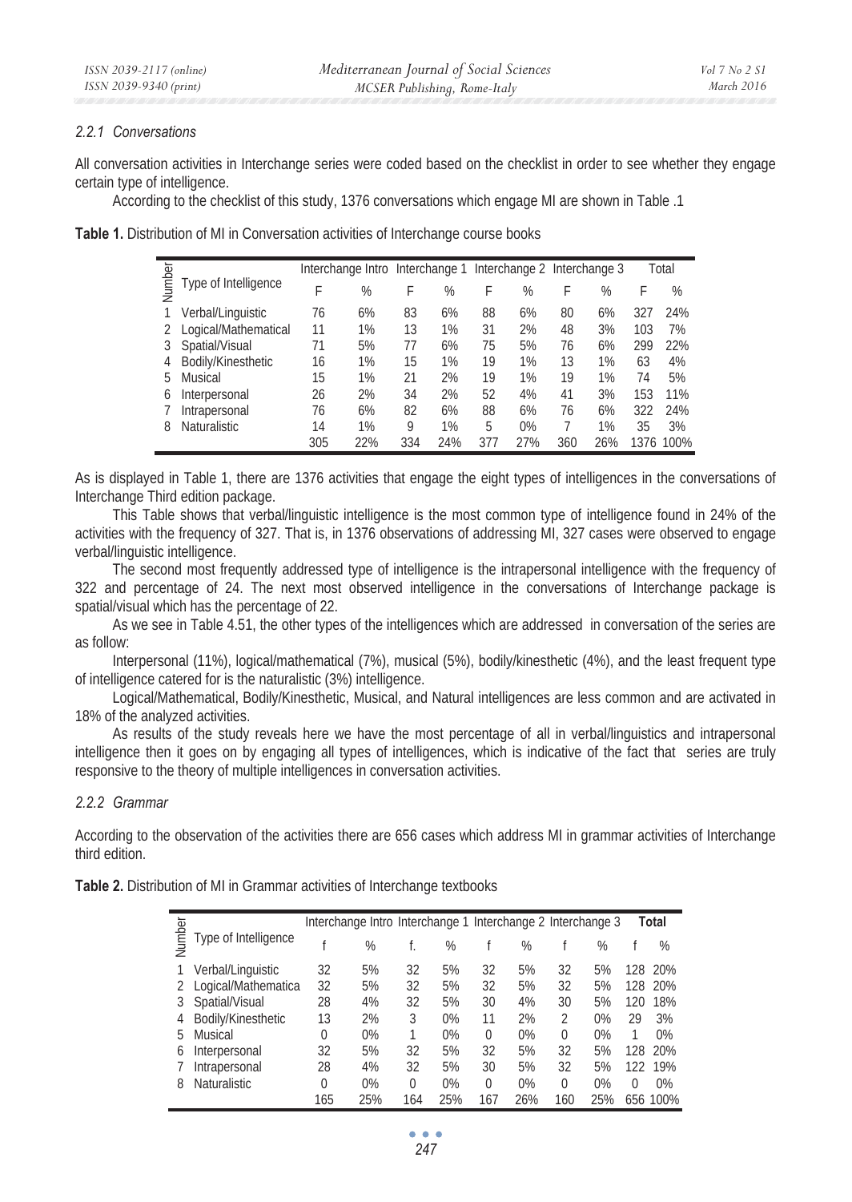#### *2.2.1 Conversations*

All conversation activities in Interchange series were coded based on the checklist in order to see whether they engage certain type of intelligence.

According to the checklist of this study, 1376 conversations which engage MI are shown in Table .1

**Table 1.** Distribution of MI in Conversation activities of Interchange course books

| Number | Type of Intelligence | Interchange Intro | | Interchange 1 | | Interchange 2 | | Interchange 3 | | Total | |
|---|---|---|---|---|---|---|---|---|---|---|---|
| | | F | % | F | % | F | % | F | % | F | % |
| 1 | Verbal/Linguistic | 76 | 6% | 83 | 6% | 88 | 6% | 80 | 6% | 327 | 24% |
| 2 | Logical/Mathematical | 11 | 1% | 13 | 1% | 31 | 2% | 48 | 3% | 103 | 7% |
| 3 | Spatial/Visual | 71 | 5% | 77 | 6% | 75 | 5% | 76 | 6% | 299 | 22% |
| 4 | Bodily/Kinesthetic | 16 | 1% | 15 | 1% | 19 | 1% | 13 | 1% | 63 | 4% |
| 5 | Musical | 15 | 1% | 21 | 2% | 19 | 1% | 19 | 1% | 74 | 5% |
| 6 | Interpersonal | 26 | 2% | 34 | 2% | 52 | 4% | 41 | 3% | 153 | 11% |
| 7 | Intrapersonal | 76 | 6% | 82 | 6% | 88 | 6% | 76 | 6% | 322 | 24% |
| 8 | Naturalistic | 14 | 1% | 9 | 1% | 5 | 0% | 7 | 1% | 35 | 3% |
| | | 305 | 22% | 334 | 24% | 377 | 27% | 360 | 26% | 1376 | 100% |

As is displayed in Table 1, there are 1376 activities that engage the eight types of intelligences in the conversations of Interchange Third edition package.

This Table shows that verbal/linguistic intelligence is the most common type of intelligence found in 24% of the activities with the frequency of 327. That is, in 1376 observations of addressing MI, 327 cases were observed to engage verbal/linguistic intelligence.

The second most frequently addressed type of intelligence is the intrapersonal intelligence with the frequency of 322 and percentage of 24. The next most observed intelligence in the conversations of Interchange package is spatial/visual which has the percentage of 22.

As we see in Table 4.51, the other types of the intelligences which are addressed in conversation of the series are as follow:

Interpersonal (11%), logical/mathematical (7%), musical (5%), bodily/kinesthetic (4%), and the least frequent type of intelligence catered for is the naturalistic (3%) intelligence.

Logical/Mathematical, Bodily/Kinesthetic, Musical, and Natural intelligences are less common and are activated in 18% of the analyzed activities.

As results of the study reveals here we have the most percentage of all in verbal/linguistics and intrapersonal intelligence then it goes on by engaging all types of intelligences, which is indicative of the fact that series are truly responsive to the theory of multiple intelligences in conversation activities.

#### *2.2.2 Grammar*

According to the observation of the activities there are 656 cases which address MI in grammar activities of Interchange third edition.

**Table 2.** Distribution of MI in Grammar activities of Interchange textbooks

| Number | Type of Intelligence | Interchange Intro | | Interchange 1 | | Interchange 2 | | Interchange 3 | | Total | |
|---|---|---|---|---|---|---|---|---|---|---|---|
| | | f | % | f. | % | f | % | f | % | f | % |
| 1 | Verbal/Linguistic | 32 | 5% | 32 | 5% | 32 | 5% | 32 | 5% | 128 | 20% |
| 2 | Logical/Mathematica | 32 | 5% | 32 | 5% | 32 | 5% | 32 | 5% | 128 | 20% |
| 3 | Spatial/Visual | 28 | 4% | 32 | 5% | 30 | 4% | 30 | 5% | 120 | 18% |
| 4 | Bodily/Kinesthetic | 13 | 2% | 3 | 0% | 11 | 2% | 2 | 0% | 29 | 3% |
| 5 | Musical | 0 | 0% | 1 | 0% | 0 | 0% | 0 | 0% | 1 | 0% |
| 6 | Interpersonal | 32 | 5% | 32 | 5% | 32 | 5% | 32 | 5% | 128 | 20% |
| 7 | Intrapersonal | 28 | 4% | 32 | 5% | 30 | 5% | 32 | 5% | 122 | 19% |
| 8 | Naturalistic | 0 | 0% | 0 | 0% | 0 | 0% | 0 | 0% | 0 | 0% |
| | | 165 | 25% | 164 | 25% | 167 | 26% | 160 | 25% | 656 | 100% |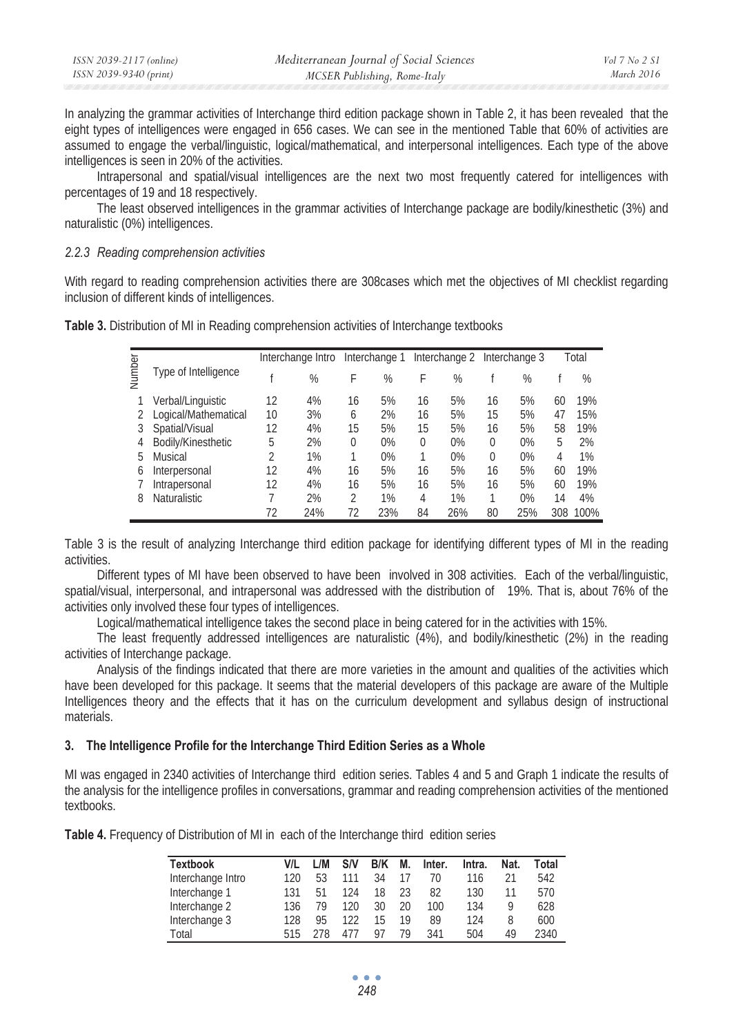In analyzing the grammar activities of Interchange third edition package shown in Table 2, it has been revealed that the eight types of intelligences were engaged in 656 cases. We can see in the mentioned Table that 60% of activities are assumed to engage the verbal/linguistic, logical/mathematical, and interpersonal intelligences. Each type of the above intelligences is seen in 20% of the activities.

Intrapersonal and spatial/visual intelligences are the next two most frequently catered for intelligences with percentages of 19 and 18 respectively.

The least observed intelligences in the grammar activities of Interchange package are bodily/kinesthetic (3%) and naturalistic (0%) intelligences.

### *2.2.3 Reading comprehension activities*

With regard to reading comprehension activities there are 308cases which met the objectives of MI checklist regarding inclusion of different kinds of intelligences.

**Table 3.** Distribution of MI in Reading comprehension activities of Interchange textbooks

| Number | Type of Intelligence | Interchange Intro | | Interchange 1 | | Interchange 2 | | Interchange 3 | | Total | |
|---|---|---|---|---|---|---|---|---|---|---|---|
| | | f | % | F | % | F | % | f | % | f | % |
| 1 | Verbal/Linguistic | 12 | 4% | 16 | 5% | 16 | 5% | 16 | 5% | 60 | 19% |
| 2 | Logical/Mathematical | 10 | 3% | 6 | 2% | 16 | 5% | 15 | 5% | 47 | 15% |
| 3 | Spatial/Visual | 12 | 4% | 15 | 5% | 15 | 5% | 16 | 5% | 58 | 19% |
| 4 | Bodily/Kinesthetic | 5 | 2% | 0 | 0% | 0 | 0% | 0 | 0% | 5 | 2% |
| 5 | Musical | 2 | 1% | 1 | 0% | 1 | 0% | 0 | 0% | 4 | 1% |
| 6 | Interpersonal | 12 | 4% | 16 | 5% | 16 | 5% | 16 | 5% | 60 | 19% |
| 7 | Intrapersonal | 12 | 4% | 16 | 5% | 16 | 5% | 16 | 5% | 60 | 19% |
| 8 | Naturalistic | 7 | 2% | 2 | 1% | 4 | 1% | 1 | 0% | 14 | 4% |
| | | 72 | 24% | 72 | 23% | 84 | 26% | 80 | 25% | 308 | 100% |

Table 3 is the result of analyzing Interchange third edition package for identifying different types of MI in the reading activities.

Different types of MI have been observed to have been involved in 308 activities. Each of the verbal/linguistic, spatial/visual, interpersonal, and intrapersonal was addressed with the distribution of 19%. That is, about 76% of the activities only involved these four types of intelligences.

Logical/mathematical intelligence takes the second place in being catered for in the activities with 15%.

The least frequently addressed intelligences are naturalistic (4%), and bodily/kinesthetic (2%) in the reading activities of Interchange package.

Analysis of the findings indicated that there are more varieties in the amount and qualities of the activities which have been developed for this package. It seems that the material developers of this package are aware of the Multiple Intelligences theory and the effects that it has on the curriculum development and syllabus design of instructional materials.

## 3. The Intelligence Profile for the Interchange Third Edition Series as a Whole

MI was engaged in 2340 activities of Interchange third edition series. Tables 4 and 5 and Graph 1 indicate the results of the analysis for the intelligence profiles in conversations, grammar and reading comprehension activities of the mentioned textbooks.

**Table 4.** Frequency of Distribution of MI in each of the Interchange third edition series

| Textbook | V/L | L/M | S/V | B/K | M. | Inter. | Intra. | Nat. | Total |
|---|---|---|---|---|---|---|---|---|---|
| Interchange Intro | 120 | 53 | 111 | 34 | 17 | 70 | 116 | 21 | 542 |
| Interchange 1 | 131 | 51 | 124 | 18 | 23 | 82 | 130 | 11 | 570 |
| Interchange 2 | 136 | 79 | 120 | 30 | 20 | 100 | 134 | 9 | 628 |
| Interchange 3 | 128 | 95 | 122 | 15 | 19 | 89 | 124 | 8 | 600 |
| Total | 515 | 278 | 477 | 97 | 79 | 341 | 504 | 49 | 2340 |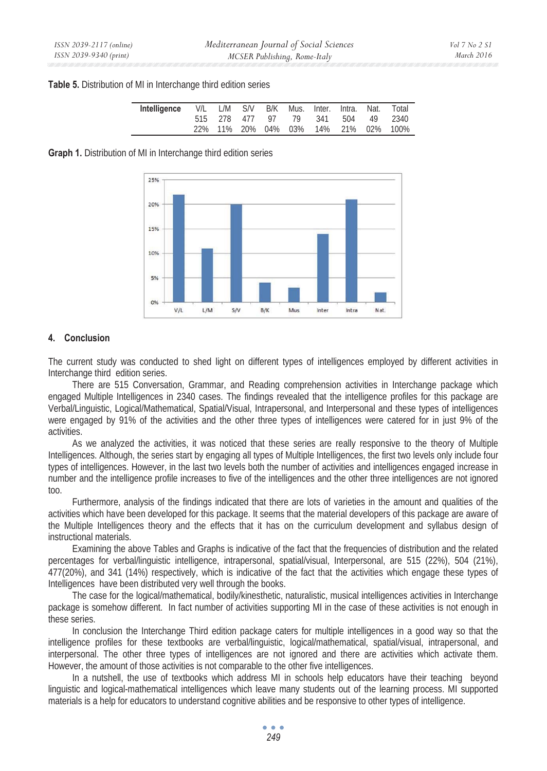**Table 5.** Distribution of MI in Interchange third edition series

| Intelligence | V/L | L/M | S/V | B/K | Mus. | Inter. | Intra. | Nat. | Total |
|---|---|---|---|---|---|---|---|---|---|
| | 515 | 278 | 477 | 97 | 79 | 341 | 504 | 49 | 2340 |
| | 22% | 11% | 20% | 04% | 03% | 14% | 21% | 02% | 100% |

**Graph 1.** Distribution of MI in Interchange third edition series

## 4. Conclusion

The current study was conducted to shed light on different types of intelligences employed by different activities in Interchange third edition series.

There are 515 Conversation, Grammar, and Reading comprehension activities in Interchange package which engaged Multiple Intelligences in 2340 cases. The findings revealed that the intelligence profiles for this package are Verbal/Linguistic, Logical/Mathematical, Spatial/Visual, Intrapersonal, and Interpersonal and these types of intelligences were engaged by 91% of the activities and the other three types of intelligences were catered for in just 9% of the activities.

As we analyzed the activities, it was noticed that these series are really responsive to the theory of Multiple Intelligences. Although, the series start by engaging all types of Multiple Intelligences, the first two levels only include four types of intelligences. However, in the last two levels both the number of activities and intelligences engaged increase in number and the intelligence profile increases to five of the intelligences and the other three intelligences are not ignored too.

Furthermore, analysis of the findings indicated that there are lots of varieties in the amount and qualities of the activities which have been developed for this package. It seems that the material developers of this package are aware of the Multiple Intelligences theory and the effects that it has on the curriculum development and syllabus design of instructional materials.

Examining the above Tables and Graphs is indicative of the fact that the frequencies of distribution and the related percentages for verbal/linguistic intelligence, intrapersonal, spatial/visual, Interpersonal, are 515 (22%), 504 (21%), 477(20%), and 341 (14%) respectively, which is indicative of the fact that the activities which engage these types of Intelligences have been distributed very well through the books.

The case for the logical/mathematical, bodily/kinesthetic, naturalistic, musical intelligences activities in Interchange package is somehow different. In fact number of activities supporting MI in the case of these activities is not enough in these series.

In conclusion the Interchange Third edition package caters for multiple intelligences in a good way so that the intelligence profiles for these textbooks are verbal/linguistic, logical/mathematical, spatial/visual, intrapersonal, and interpersonal. The other three types of intelligences are not ignored and there are activities which activate them. However, the amount of those activities is not comparable to the other five intelligences.

In a nutshell, the use of textbooks which address MI in schools help educators have their teaching beyond linguistic and logical-mathematical intelligences which leave many students out of the learning process. MI supported materials is a help for educators to understand cognitive abilities and be responsive to other types of intelligence.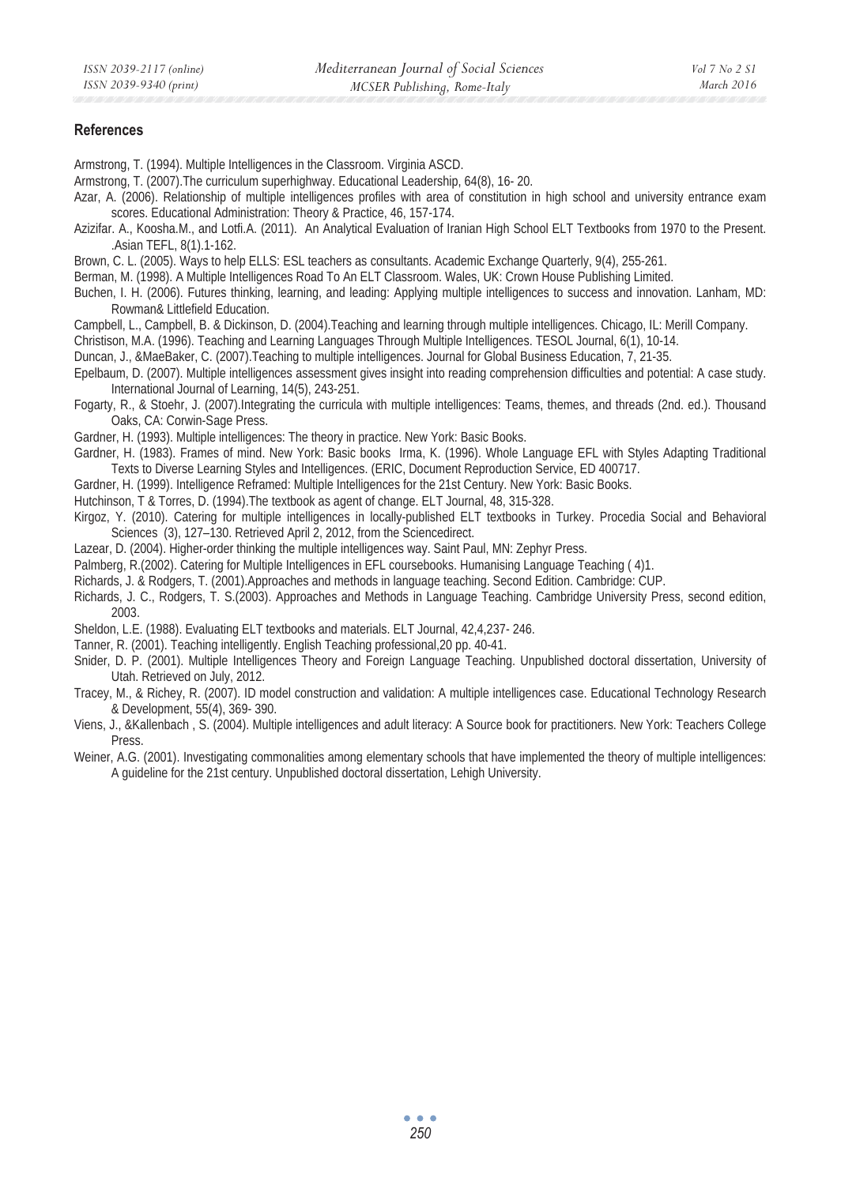## References

Armstrong, T. (1994). Multiple Intelligences in the Classroom. Virginia ASCD.

Armstrong, T. (2007).The curriculum superhighway. Educational Leadership, 64(8), 16- 20.

Azar, A. (2006). Relationship of multiple intelligences profiles with area of constitution in high school and university entrance exam scores. Educational Administration: Theory & Practice, 46, 157-174.

Azizifar. A., Koosha.M., and Lotfi.A. (2011). An Analytical Evaluation of Iranian High School ELT Textbooks from 1970 to the Present. .Asian TEFL, 8(1).1-162.

Brown, C. L. (2005). Ways to help ELLS: ESL teachers as consultants. Academic Exchange Quarterly, 9(4), 255-261.

Berman, M. (1998). A Multiple Intelligences Road To An ELT Classroom. Wales, UK: Crown House Publishing Limited.

Buchen, I. H. (2006). Futures thinking, learning, and leading: Applying multiple intelligences to success and innovation. Lanham, MD: Rowman& Littlefield Education.

Campbell, L., Campbell, B. & Dickinson, D. (2004).Teaching and learning through multiple intelligences. Chicago, IL: Merill Company.

Christison, M.A. (1996). Teaching and Learning Languages Through Multiple Intelligences. TESOL Journal, 6(1), 10-14.

Duncan, J., &MaeBaker, C. (2007).Teaching to multiple intelligences. Journal for Global Business Education, 7, 21-35.

Epelbaum, D. (2007). Multiple intelligences assessment gives insight into reading comprehension difficulties and potential: A case study. International Journal of Learning, 14(5), 243-251.

Fogarty, R., & Stoehr, J. (2007).Integrating the curricula with multiple intelligences: Teams, themes, and threads (2nd. ed.). Thousand Oaks, CA: Corwin-Sage Press.

Gardner, H. (1993). Multiple intelligences: The theory in practice. New York: Basic Books.

Gardner, H. (1983). Frames of mind. New York: Basic books Irma, K. (1996). Whole Language EFL with Styles Adapting Traditional Texts to Diverse Learning Styles and Intelligences. (ERIC, Document Reproduction Service, ED 400717.

Gardner, H. (1999). Intelligence Reframed: Multiple Intelligences for the 21st Century. New York: Basic Books.

Hutchinson, T & Torres, D. (1994).The textbook as agent of change. ELT Journal, 48, 315-328.

Kirgoz, Y. (2010). Catering for multiple intelligences in locally-published ELT textbooks in Turkey. Procedia Social and Behavioral Sciences (3), 127–130. Retrieved April 2, 2012, from the Sciencedirect.

Lazear, D. (2004). Higher-order thinking the multiple intelligences way. Saint Paul, MN: Zephyr Press.

Palmberg, R.(2002). Catering for Multiple Intelligences in EFL coursebooks. Humanising Language Teaching ( 4)1.

Richards, J. & Rodgers, T. (2001).Approaches and methods in language teaching. Second Edition. Cambridge: CUP.

Richards, J. C., Rodgers, T. S.(2003). Approaches and Methods in Language Teaching. Cambridge University Press, second edition, 2003.

Sheldon, L.E. (1988). Evaluating ELT textbooks and materials. ELT Journal, 42,4,237- 246.

Tanner, R. (2001). Teaching intelligently. English Teaching professional,20 pp. 40-41.

Snider, D. P. (2001). Multiple Intelligences Theory and Foreign Language Teaching. Unpublished doctoral dissertation, University of Utah. Retrieved on July, 2012.

Tracey, M., & Richey, R. (2007). ID model construction and validation: A multiple intelligences case. Educational Technology Research & Development, 55(4), 369- 390.

Viens, J., &Kallenbach , S. (2004). Multiple intelligences and adult literacy: A Source book for practitioners. New York: Teachers College Press.

Weiner, A.G. (2001). Investigating commonalities among elementary schools that have implemented the theory of multiple intelligences: A guideline for the 21st century. Unpublished doctoral dissertation, Lehigh University.